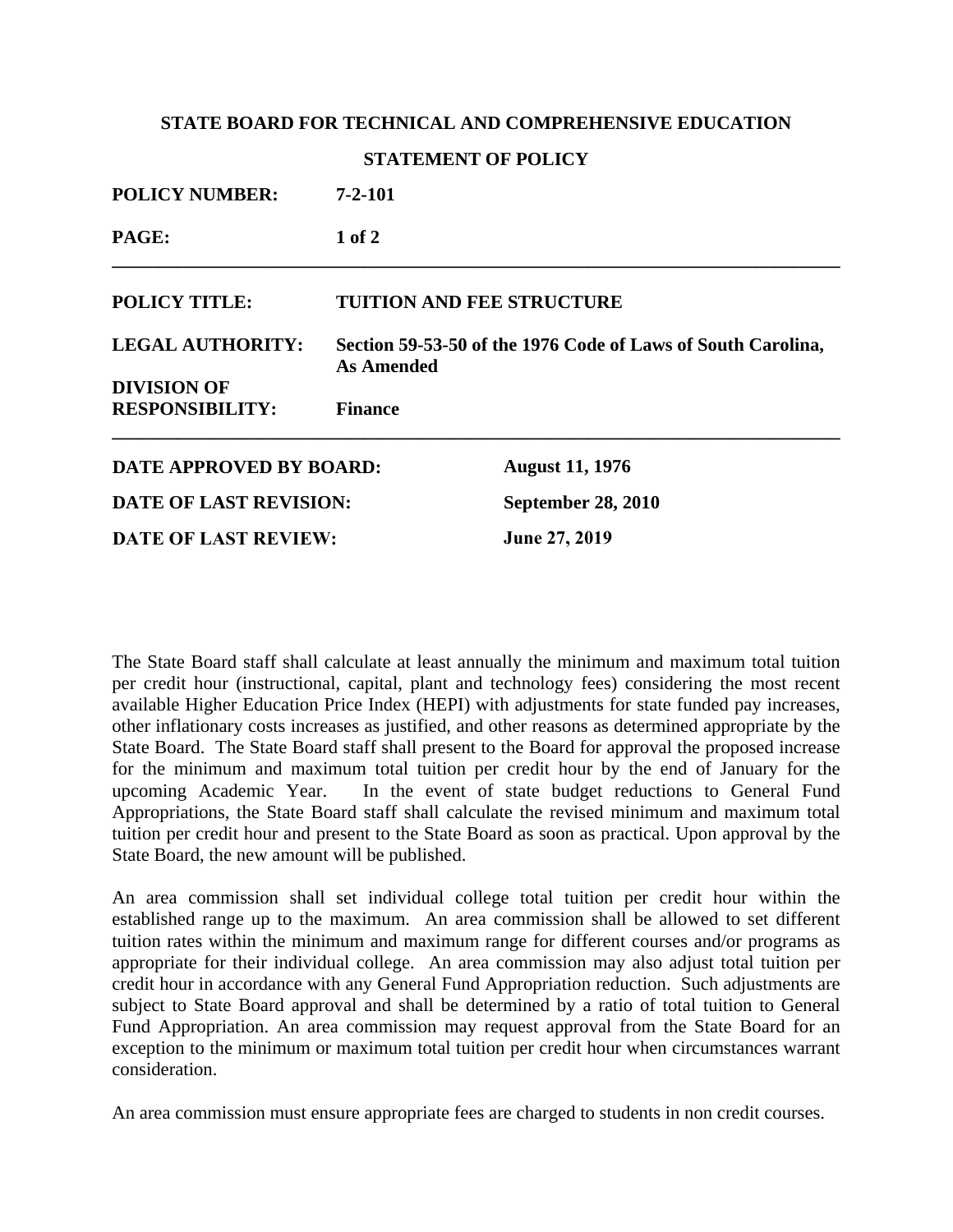**STATE BOARD FOR TECHNICAL AND COMPREHENSIVE EDUCATION**

**STATEMENT OF POLICY**

**POLICY NUMBER:** **7-2-101**

**PAGE:** **1 of 2**

---

**POLICY TITLE:** **TUITION AND FEE STRUCTURE**

**LEGAL AUTHORITY:** **Section 59-53-50 of the 1976 Code of Laws of South Carolina, As Amended**

**DIVISION OF RESPONSIBILITY:** **Finance**

---

**DATE APPROVED BY BOARD:** **August 11, 1976**

**DATE OF LAST REVISION:** **September 28, 2010**

**DATE OF LAST REVIEW:** **June 27, 2019**

The State Board staff shall calculate at least annually the minimum and maximum total tuition per credit hour (instructional, capital, plant and technology fees) considering the most recent available Higher Education Price Index (HEPI) with adjustments for state funded pay increases, other inflationary costs increases as justified, and other reasons as determined appropriate by the State Board. The State Board staff shall present to the Board for approval the proposed increase for the minimum and maximum total tuition per credit hour by the end of January for the upcoming Academic Year. In the event of state budget reductions to General Fund Appropriations, the State Board staff shall calculate the revised minimum and maximum total tuition per credit hour and present to the State Board as soon as practical. Upon approval by the State Board, the new amount will be published.

An area commission shall set individual college total tuition per credit hour within the established range up to the maximum. An area commission shall be allowed to set different tuition rates within the minimum and maximum range for different courses and/or programs as appropriate for their individual college. An area commission may also adjust total tuition per credit hour in accordance with any General Fund Appropriation reduction. Such adjustments are subject to State Board approval and shall be determined by a ratio of total tuition to General Fund Appropriation. An area commission may request approval from the State Board for an exception to the minimum or maximum total tuition per credit hour when circumstances warrant consideration.

An area commission must ensure appropriate fees are charged to students in non credit courses.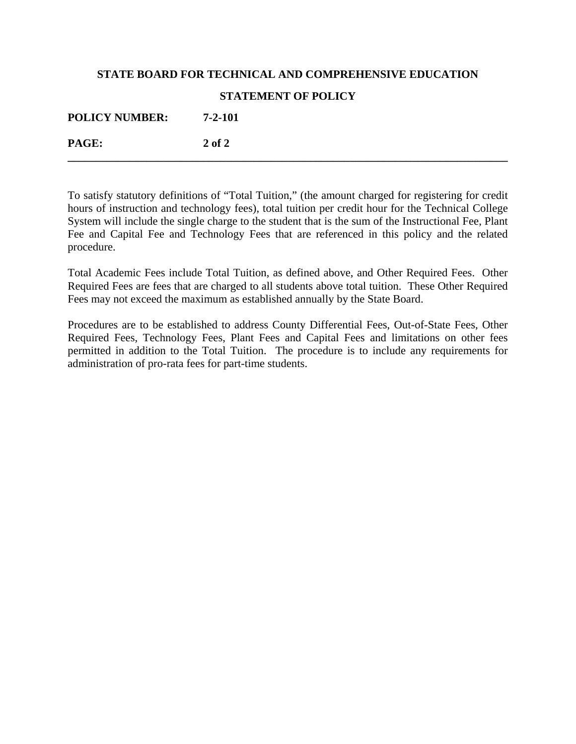To satisfy statutory definitions of "Total Tuition," (the amount charged for registering for credit hours of instruction and technology fees), total tuition per credit hour for the Technical College System will include the single charge to the student that is the sum of the Instructional Fee, Plant Fee and Capital Fee and Technology Fees that are referenced in this policy and the related procedure.

Total Academic Fees include Total Tuition, as defined above, and Other Required Fees. Other Required Fees are fees that are charged to all students above total tuition. These Other Required Fees may not exceed the maximum as established annually by the State Board.

Procedures are to be established to address County Differential Fees, Out-of-State Fees, Other Required Fees, Technology Fees, Plant Fees and Capital Fees and limitations on other fees permitted in addition to the Total Tuition. The procedure is to include any requirements for administration of pro-rata fees for part-time students.